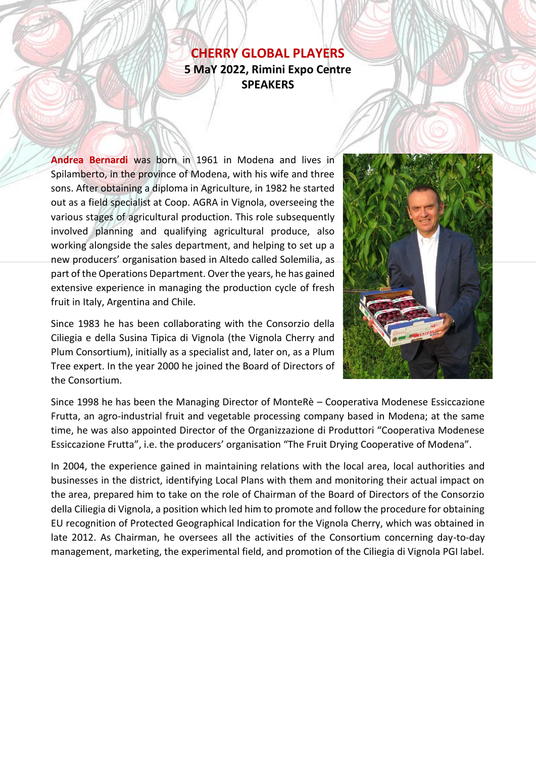# CHERRY GLOBAL PLAYERS

**5 MaY 2022, Rimini Expo Centre**

**SPEAKERS**

**Andrea Bernardi** was born in 1961 in Modena and lives in Spilamberto, in the province of Modena, with his wife and three sons. After obtaining a diploma in Agriculture, in 1982 he started out as a field specialist at Coop. AGRA in Vignola, overseeing the various stages of agricultural production. This role subsequently involved planning and qualifying agricultural produce, also working alongside the sales department, and helping to set up a new producers' organisation based in Altedo called Solemilia, as part of the Operations Department. Over the years, he has gained extensive experience in managing the production cycle of fresh fruit in Italy, Argentina and Chile.

Since 1983 he has been collaborating with the Consorzio della Ciliegia e della Susina Tipica di Vignola (the Vignola Cherry and Plum Consortium), initially as a specialist and, later on, as a Plum Tree expert. In the year 2000 he joined the Board of Directors of the Consortium.

Since 1998 he has been the Managing Director of MonteRè – Cooperativa Modenese Essiccazione Frutta, an agro-industrial fruit and vegetable processing company based in Modena; at the same time, he was also appointed Director of the Organizzazione di Produttori "Cooperativa Modenese Essiccazione Frutta", i.e. the producers' organisation "The Fruit Drying Cooperative of Modena".

In 2004, the experience gained in maintaining relations with the local area, local authorities and businesses in the district, identifying Local Plans with them and monitoring their actual impact on the area, prepared him to take on the role of Chairman of the Board of Directors of the Consorzio della Ciliegia di Vignola, a position which led him to promote and follow the procedure for obtaining EU recognition of Protected Geographical Indication for the Vignola Cherry, which was obtained in late 2012. As Chairman, he oversees all the activities of the Consortium concerning day-to-day management, marketing, the experimental field, and promotion of the Ciliegia di Vignola PGI label.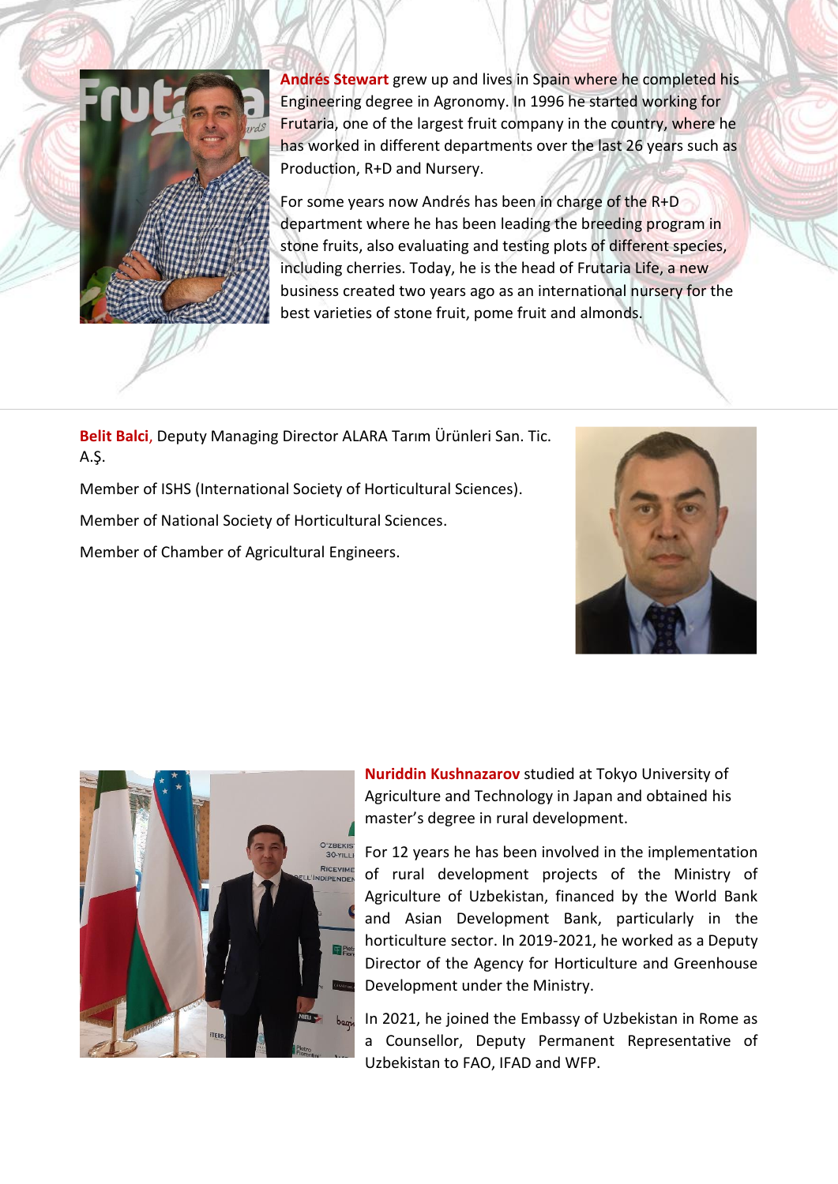**Andrés Stewart** grew up and lives in Spain where he completed his Engineering degree in Agronomy. In 1996 he started working for Frutaria, one of the largest fruit company in the country, where he has worked in different departments over the last 26 years such as Production, R+D and Nursery.

For some years now Andrés has been in charge of the R+D department where he has been leading the breeding program in stone fruits, also evaluating and testing plots of different species, including cherries. Today, he is the head of Frutaria Life, a new business created two years ago as an international nursery for the best varieties of stone fruit, pome fruit and almonds.

---

**Belit Balci**, Deputy Managing Director ALARA Tarım Ürünleri San. Tic. A.Ş.

Member of ISHS (International Society of Horticultural Sciences).

Member of National Society of Horticultural Sciences.

Member of Chamber of Agricultural Engineers.

**Nuriddin Kushnazarov** studied at Tokyo University of Agriculture and Technology in Japan and obtained his master's degree in rural development.

For 12 years he has been involved in the implementation of rural development projects of the Ministry of Agriculture of Uzbekistan, financed by the World Bank and Asian Development Bank, particularly in the horticulture sector. In 2019-2021, he worked as a Deputy Director of the Agency for Horticulture and Greenhouse Development under the Ministry.

In 2021, he joined the Embassy of Uzbekistan in Rome as a Counsellor, Deputy Permanent Representative of Uzbekistan to FAO, IFAD and WFP.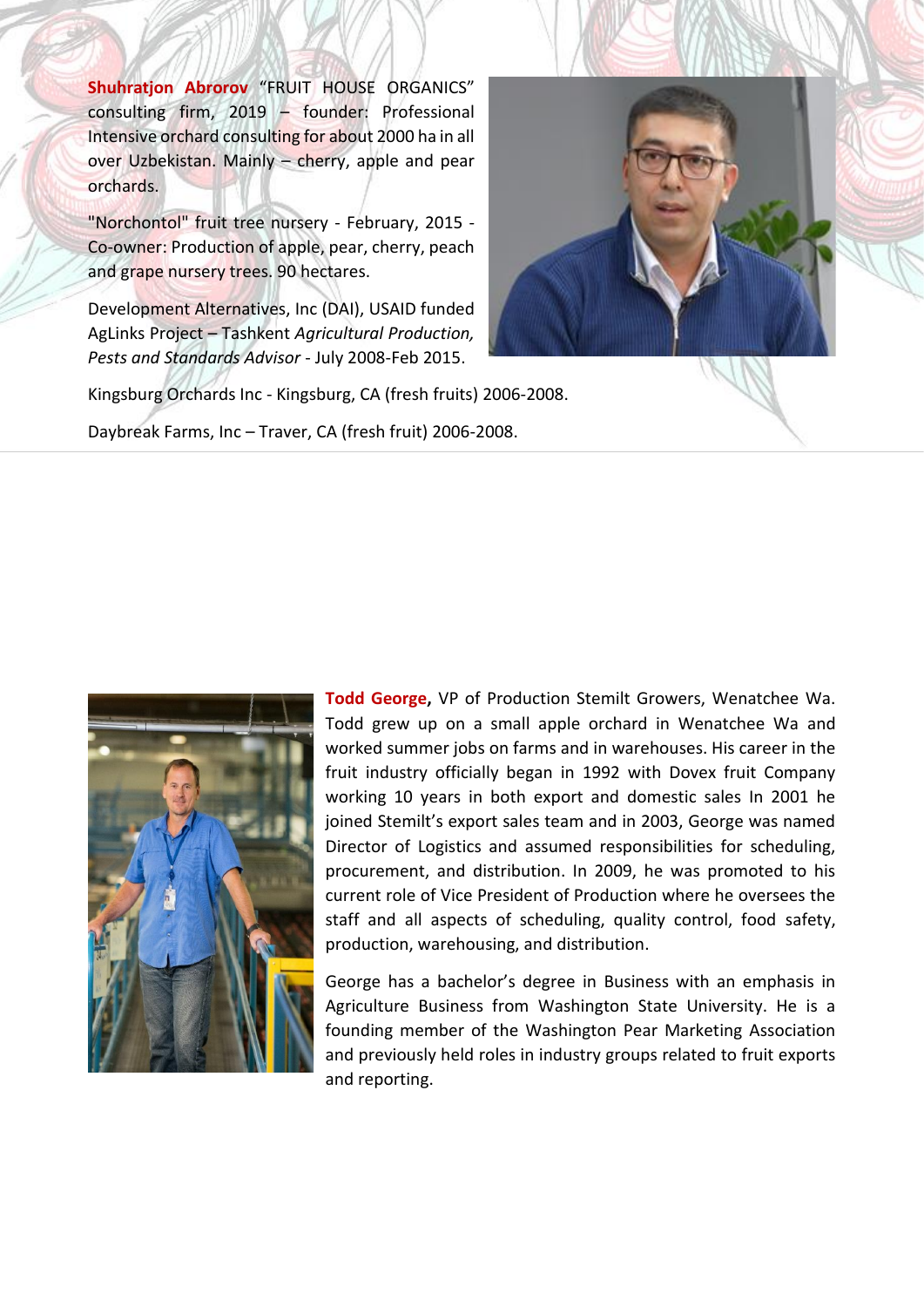**Shuhratjon Abrorov** "FRUIT HOUSE ORGANICS" consulting firm, 2019 – founder: Professional Intensive orchard consulting for about 2000 ha in all over Uzbekistan. Mainly – cherry, apple and pear orchards.

"Norchontol" fruit tree nursery - February, 2015 - Co-owner: Production of apple, pear, cherry, peach and grape nursery trees. 90 hectares.

Development Alternatives, Inc (DAI), USAID funded AgLinks Project – Tashkent *Agricultural Production, Pests and Standards Advisor* - July 2008-Feb 2015.

Kingsburg Orchards Inc - Kingsburg, CA (fresh fruits) 2006-2008.

Daybreak Farms, Inc – Traver, CA (fresh fruit) 2006-2008.

**Todd George,** VP of Production Stemilt Growers, Wenatchee Wa. Todd grew up on a small apple orchard in Wenatchee Wa and worked summer jobs on farms and in warehouses. His career in the fruit industry officially began in 1992 with Dovex fruit Company working 10 years in both export and domestic sales In 2001 he joined Stemilt's export sales team and in 2003, George was named Director of Logistics and assumed responsibilities for scheduling, procurement, and distribution. In 2009, he was promoted to his current role of Vice President of Production where he oversees the staff and all aspects of scheduling, quality control, food safety, production, warehousing, and distribution.

George has a bachelor's degree in Business with an emphasis in Agriculture Business from Washington State University. He is a founding member of the Washington Pear Marketing Association and previously held roles in industry groups related to fruit exports and reporting.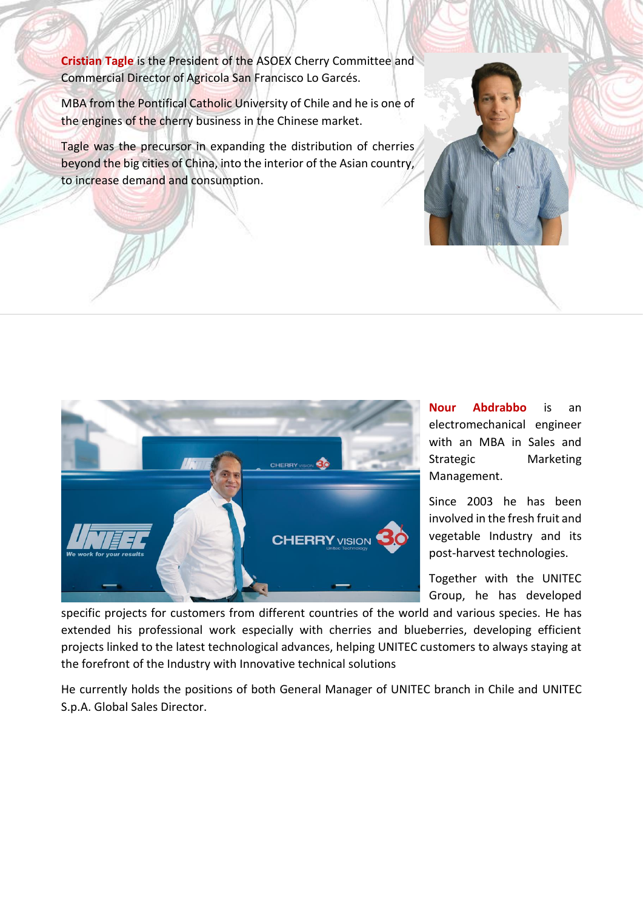**Cristian Tagle** is the President of the ASOEX Cherry Committee and Commercial Director of Agricola San Francisco Lo Garcés.

MBA from the Pontifical Catholic University of Chile and he is one of the engines of the cherry business in the Chinese market.

Tagle was the precursor in expanding the distribution of cherries beyond the big cities of China, into the interior of the Asian country, to increase demand and consumption.

**Nour Abdrabbo** is an electromechanical engineer with an MBA in Sales and Strategic Marketing Management.

Since 2003 he has been involved in the fresh fruit and vegetable Industry and its post-harvest technologies.

Together with the UNITEC Group, he has developed specific projects for customers from different countries of the world and various species. He has extended his professional work especially with cherries and blueberries, developing efficient projects linked to the latest technological advances, helping UNITEC customers to always staying at the forefront of the Industry with Innovative technical solutions

He currently holds the positions of both General Manager of UNITEC branch in Chile and UNITEC S.p.A. Global Sales Director.